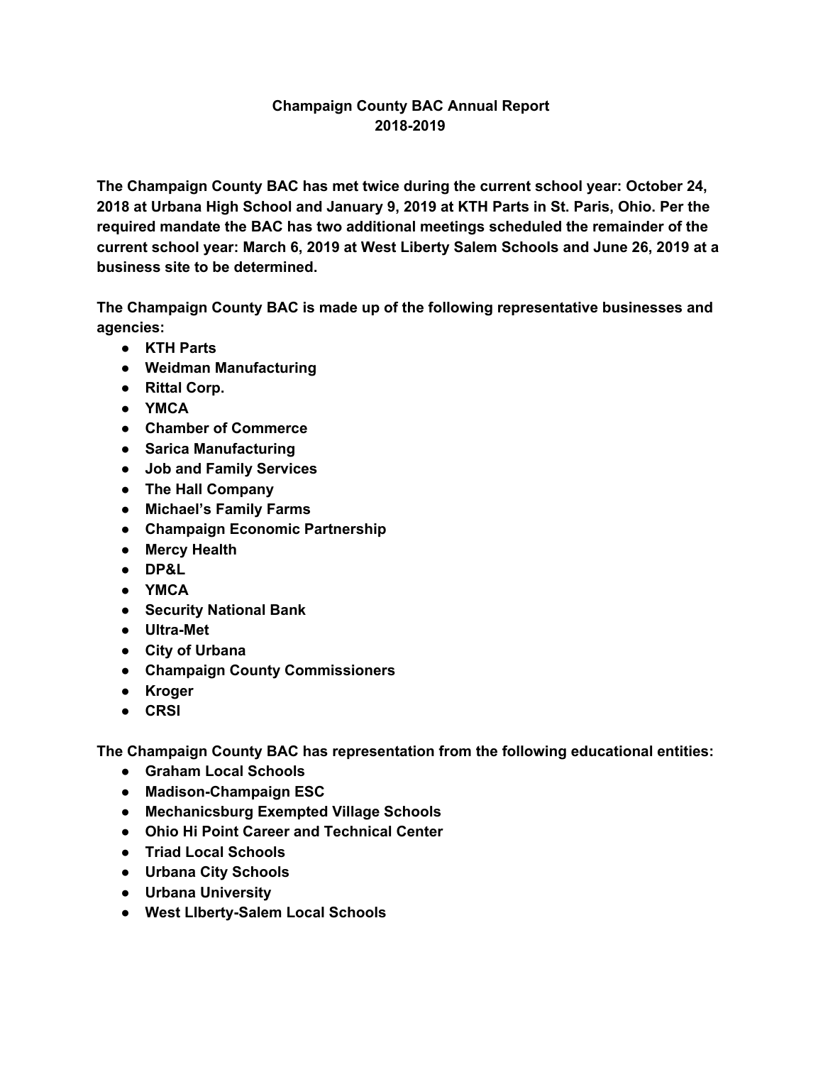# Champaign County BAC Annual Report
## 2018-2019

**The Champaign County BAC has met twice during the current school year: October 24, 2018 at Urbana High School and January 9, 2019 at KTH Parts in St. Paris, Ohio. Per the required mandate the BAC has two additional meetings scheduled the remainder of the current school year: March 6, 2019 at West Liberty Salem Schools and June 26, 2019 at a business site to be determined.**

**The Champaign County BAC is made up of the following representative businesses and agencies:**

- **KTH Parts**
- **Weidman Manufacturing**
- **Rittal Corp.**
- **YMCA**
- **Chamber of Commerce**
- **Sarica Manufacturing**
- **Job and Family Services**
- **The Hall Company**
- **Michael's Family Farms**
- **Champaign Economic Partnership**
- **Mercy Health**
- **DP&L**
- **YMCA**
- **Security National Bank**
- **Ultra-Met**
- **City of Urbana**
- **Champaign County Commissioners**
- **Kroger**
- **CRSI**

**The Champaign County BAC has representation from the following educational entities:**

- **Graham Local Schools**
- **Madison-Champaign ESC**
- **Mechanicsburg Exempted Village Schools**
- **Ohio Hi Point Career and Technical Center**
- **Triad Local Schools**
- **Urbana City Schools**
- **Urbana University**
- **West LIberty-Salem Local Schools**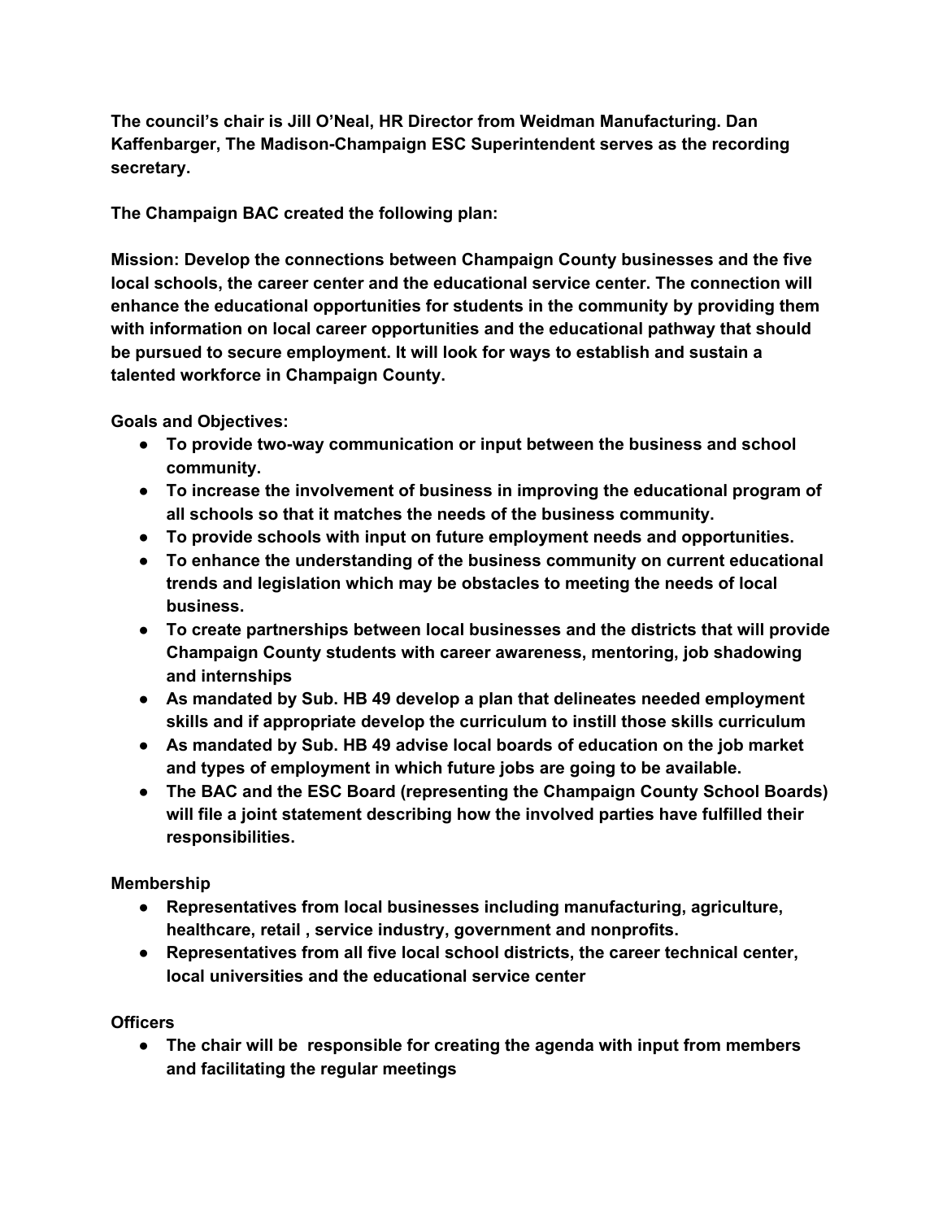**The council's chair is Jill O'Neal, HR Director from Weidman Manufacturing. Dan Kaffenbarger, The Madison-Champaign ESC Superintendent serves as the recording secretary.**

**The Champaign BAC created the following plan:**

**Mission: Develop the connections between Champaign County businesses and the five local schools, the career center and the educational service center. The connection will enhance the educational opportunities for students in the community by providing them with information on local career opportunities and the educational pathway that should be pursued to secure employment. It will look for ways to establish and sustain a talented workforce in Champaign County.**

**Goals and Objectives:**

- **To provide two-way communication or input between the business and school community.**
- **To increase the involvement of business in improving the educational program of all schools so that it matches the needs of the business community.**
- **To provide schools with input on future employment needs and opportunities.**
- **To enhance the understanding of the business community on current educational trends and legislation which may be obstacles to meeting the needs of local business.**
- **To create partnerships between local businesses and the districts that will provide Champaign County students with career awareness, mentoring, job shadowing and internships**
- **As mandated by Sub. HB 49 develop a plan that delineates needed employment skills and if appropriate develop the curriculum to instill those skills curriculum**
- **As mandated by Sub. HB 49 advise local boards of education on the job market and types of employment in which future jobs are going to be available.**
- **The BAC and the ESC Board (representing the Champaign County School Boards) will file a joint statement describing how the involved parties have fulfilled their responsibilities.**

**Membership**

- **Representatives from local businesses including manufacturing, agriculture, healthcare, retail , service industry, government and nonprofits.**
- **Representatives from all five local school districts, the career technical center, local universities and the educational service center**

**Officers**

- **The chair will be responsible for creating the agenda with input from members and facilitating the regular meetings**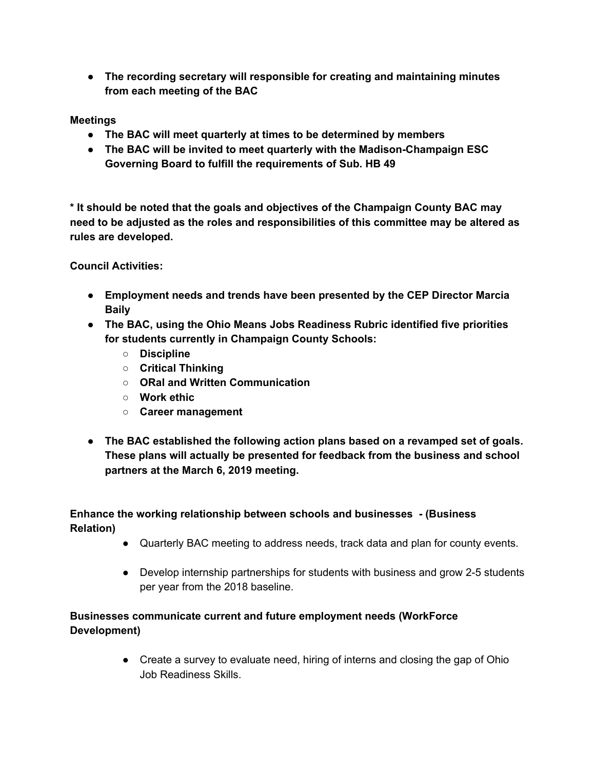- **The recording secretary will responsible for creating and maintaining minutes from each meeting of the BAC**

**Meetings**

- **The BAC will meet quarterly at times to be determined by members**
- **The BAC will be invited to meet quarterly with the Madison-Champaign ESC Governing Board to fulfill the requirements of Sub. HB 49**

**\* It should be noted that the goals and objectives of the Champaign County BAC may need to be adjusted as the roles and responsibilities of this committee may be altered as rules are developed.**

**Council Activities:**

- **Employment needs and trends have been presented by the CEP Director Marcia Baily**
- **The BAC, using the Ohio Means Jobs Readiness Rubric identified five priorities for students currently in Champaign County Schools:**
    - **Discipline**
    - **Critical Thinking**
    - **ORal and Written Communication**
    - **Work ethic**
    - **Career management**
- **The BAC established the following action plans based on a revamped set of goals. These plans will actually be presented for feedback from the business and school partners at the March 6, 2019 meeting.**

**Enhance the working relationship between schools and businesses - (Business Relation)**

- Quarterly BAC meeting to address needs, track data and plan for county events.
- Develop internship partnerships for students with business and grow 2-5 students per year from the 2018 baseline.

**Businesses communicate current and future employment needs (WorkForce Development)**

- Create a survey to evaluate need, hiring of interns and closing the gap of Ohio Job Readiness Skills.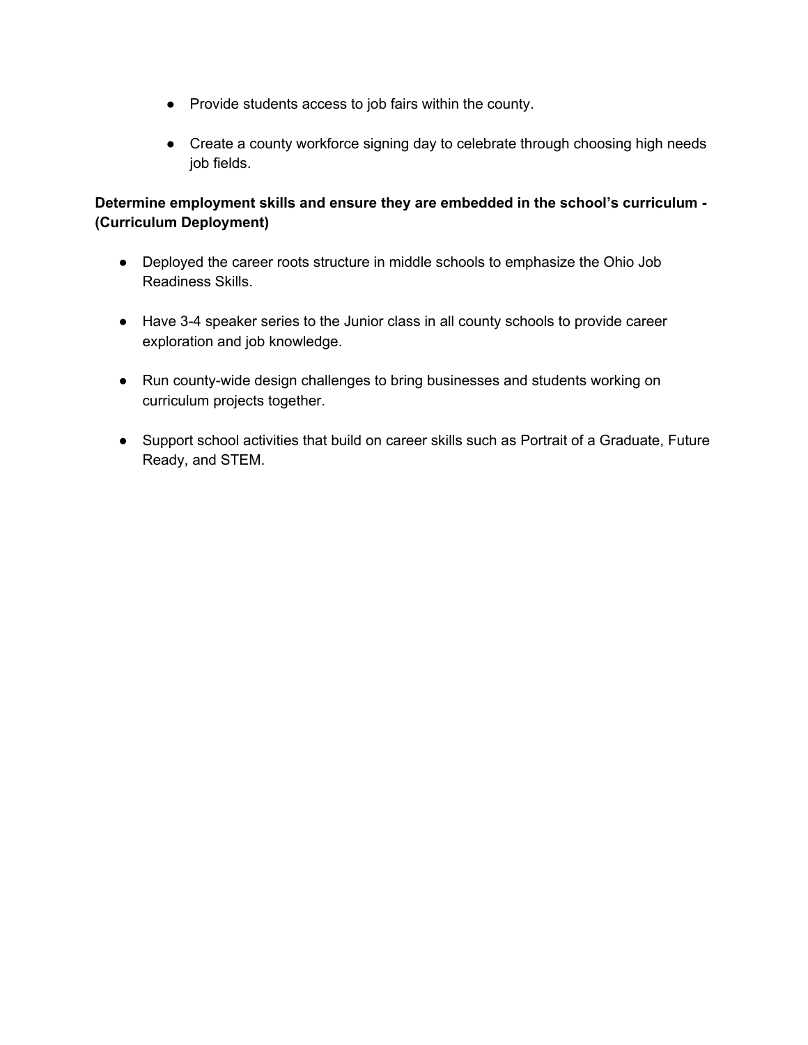- Provide students access to job fairs within the county.
- Create a county workforce signing day to celebrate through choosing high needs job fields.

**Determine employment skills and ensure they are embedded in the school's curriculum - (Curriculum Deployment)**

- Deployed the career roots structure in middle schools to emphasize the Ohio Job Readiness Skills.
- Have 3-4 speaker series to the Junior class in all county schools to provide career exploration and job knowledge.
- Run county-wide design challenges to bring businesses and students working on curriculum projects together.
- Support school activities that build on career skills such as Portrait of a Graduate, Future Ready, and STEM.